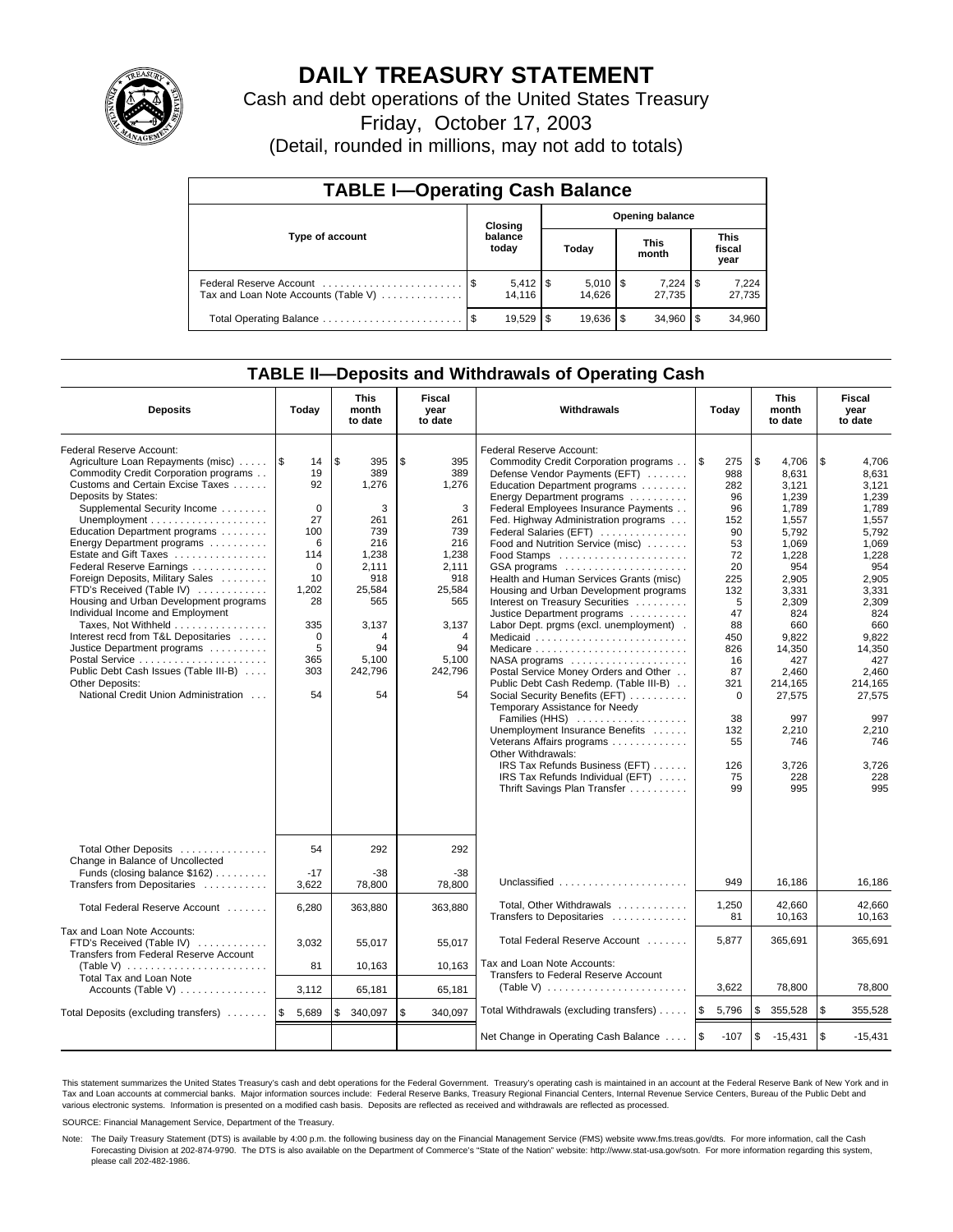# DAILY TREASURY STATEMENT

Cash and debt operations of the United States Treasury

Friday, October 17, 2003

(Detail, rounded in millions, may not add to totals)

## TABLE I—Operating Cash Balance

| Type of account | Closing balance today | Opening balance Today | Opening balance This month | Opening balance This fiscal year |
|---|---|---|---|---|
| Federal Reserve Account | $ 5,412 | $ 5,010 | $ 7,224 | $ 7,224 |
| Tax and Loan Note Accounts (Table V) | 14,116 | 14,626 | 27,735 | 27,735 |
| Total Operating Balance | $ 19,529 | $ 19,636 | $ 34,960 | $ 34,960 |

## TABLE II—Deposits and Withdrawals of Operating Cash

| Deposits | Today | This month to date | Fiscal year to date | Withdrawals | Today | This month to date | Fiscal year to date |
|---|---|---|---|---|---|---|---|
| Federal Reserve Account: | | | | Federal Reserve Account: | | | |
| Agriculture Loan Repayments (misc) | $ 14 | $ 395 | $ 395 | Commodity Credit Corporation programs | $ 275 | $ 4,706 | $ 4,706 |
| Commodity Credit Corporation programs | 19 | 389 | 389 | Defense Vendor Payments (EFT) | 988 | 8,631 | 8,631 |
| Customs and Certain Excise Taxes | 92 | 1,276 | 1,276 | Education Department programs | 282 | 3,121 | 3,121 |
| Deposits by States: | | | | Energy Department programs | 96 | 1,239 | 1,239 |
| Supplemental Security Income | 0 | 3 | 3 | Federal Employees Insurance Payments | 96 | 1,789 | 1,789 |
| Unemployment | 27 | 261 | 261 | Fed. Highway Administration programs | 152 | 1,557 | 1,557 |
| Education Department programs | 100 | 739 | 739 | Federal Salaries (EFT) | 90 | 5,792 | 5,792 |
| Energy Department programs | 6 | 216 | 216 | Food and Nutrition Service (misc) | 53 | 1,069 | 1,069 |
| Estate and Gift Taxes | 114 | 1,238 | 1,238 | Food Stamps | 72 | 1,228 | 1,228 |
| Federal Reserve Earnings | 0 | 2,111 | 2,111 | GSA programs | 20 | 954 | 954 |
| Foreign Deposits, Military Sales | 10 | 918 | 918 | Health and Human Services Grants (misc) | 225 | 2,905 | 2,905 |
| FTD's Received (Table IV) | 1,202 | 25,584 | 25,584 | Housing and Urban Development programs | 132 | 3,331 | 3,331 |
| Housing and Urban Development programs | 28 | 565 | 565 | Interest on Treasury Securities | 5 | 2,309 | 2,309 |
| Individual Income and Employment | | | | Justice Department programs | 47 | 824 | 824 |
| Taxes, Not Withheld | 335 | 3,137 | 3,137 | Labor Dept. prgms (excl. unemployment) | 88 | 660 | 660 |
| Interest recd from T&L Depositaries | 0 | 4 | 4 | Medicaid | 450 | 9,822 | 9,822 |
| Justice Department programs | 5 | 94 | 94 | Medicare | 826 | 14,350 | 14,350 |
| Postal Service | 365 | 5,100 | 5,100 | NASA programs | 16 | 427 | 427 |
| Public Debt Cash Issues (Table III-B) | 303 | 242,796 | 242,796 | Postal Service Money Orders and Other | 87 | 2,460 | 2,460 |
| Other Deposits: | | | | Public Debt Cash Redemp. (Table III-B) | 321 | 214,165 | 214,165 |
| National Credit Union Administration | 54 | 54 | 54 | Social Security Benefits (EFT) | 0 | 27,575 | 27,575 |
| | | | | Temporary Assistance for Needy Families (HHS) | 38 | 997 | 997 |
| | | | | Unemployment Insurance Benefits | 132 | 2,210 | 2,210 |
| | | | | Veterans Affairs programs | 55 | 746 | 746 |
| | | | | Other Withdrawals: | | | |
| | | | | IRS Tax Refunds Business (EFT) | 126 | 3,726 | 3,726 |
| | | | | IRS Tax Refunds Individual (EFT) | 75 | 228 | 228 |
| | | | | Thrift Savings Plan Transfer | 99 | 995 | 995 |
| Total Other Deposits | 54 | 292 | 292 | | | | |
| Change in Balance of Uncollected Funds (closing balance $162) | -17 | -38 | -38 | | | | |
| Transfers from Depositaries | 3,622 | 78,800 | 78,800 | Unclassified | 949 | 16,186 | 16,186 |
| Total Federal Reserve Account | 6,280 | 363,880 | 363,880 | Total, Other Withdrawals | 1,250 | 42,660 | 42,660 |
| | | | | Transfers to Depositaries | 81 | 10,163 | 10,163 |
| Tax and Loan Note Accounts: | | | | Total Federal Reserve Account | 5,877 | 365,691 | 365,691 |
| FTD's Received (Table IV) | 3,032 | 55,017 | 55,017 | | | | |
| Transfers from Federal Reserve Account (Table V) | 81 | 10,163 | 10,163 | Tax and Loan Note Accounts: | | | |
| Total Tax and Loan Note Accounts (Table V) | 3,112 | 65,181 | 65,181 | Transfers to Federal Reserve Account (Table V) | 3,622 | 78,800 | 78,800 |
| Total Deposits (excluding transfers) | $ 5,689 | $ 340,097 | $ 340,097 | Total Withdrawals (excluding transfers) | $ 5,796 | $ 355,528 | $ 355,528 |
| | | | | Net Change in Operating Cash Balance | $ -107 | $ -15,431 | $ -15,431 |

This statement summarizes the United States Treasury's cash and debt operations for the Federal Government. Treasury's operating cash is maintained in an account at the Federal Reserve Bank of New York and in Tax and Loan accounts at commercial banks. Major information sources include: Federal Reserve Banks, Treasury Regional Financial Centers, Internal Revenue Service Centers, Bureau of the Public Debt and various electronic systems. Information is presented on a modified cash basis. Deposits are reflected as received and withdrawals are reflected as processed.

SOURCE: Financial Management Service, Department of the Treasury.

Note: The Daily Treasury Statement (DTS) is available by 4:00 p.m. the following business day on the Financial Management Service (FMS) website www.fms.treas.gov/dts. For more information, call the Cash Forecasting Division at 202-874-9790. The DTS is also available on the Department of Commerce's "State of the Nation" website: http://www.stat-usa.gov/sotn. For more information regarding this system, please call 202-482-1986.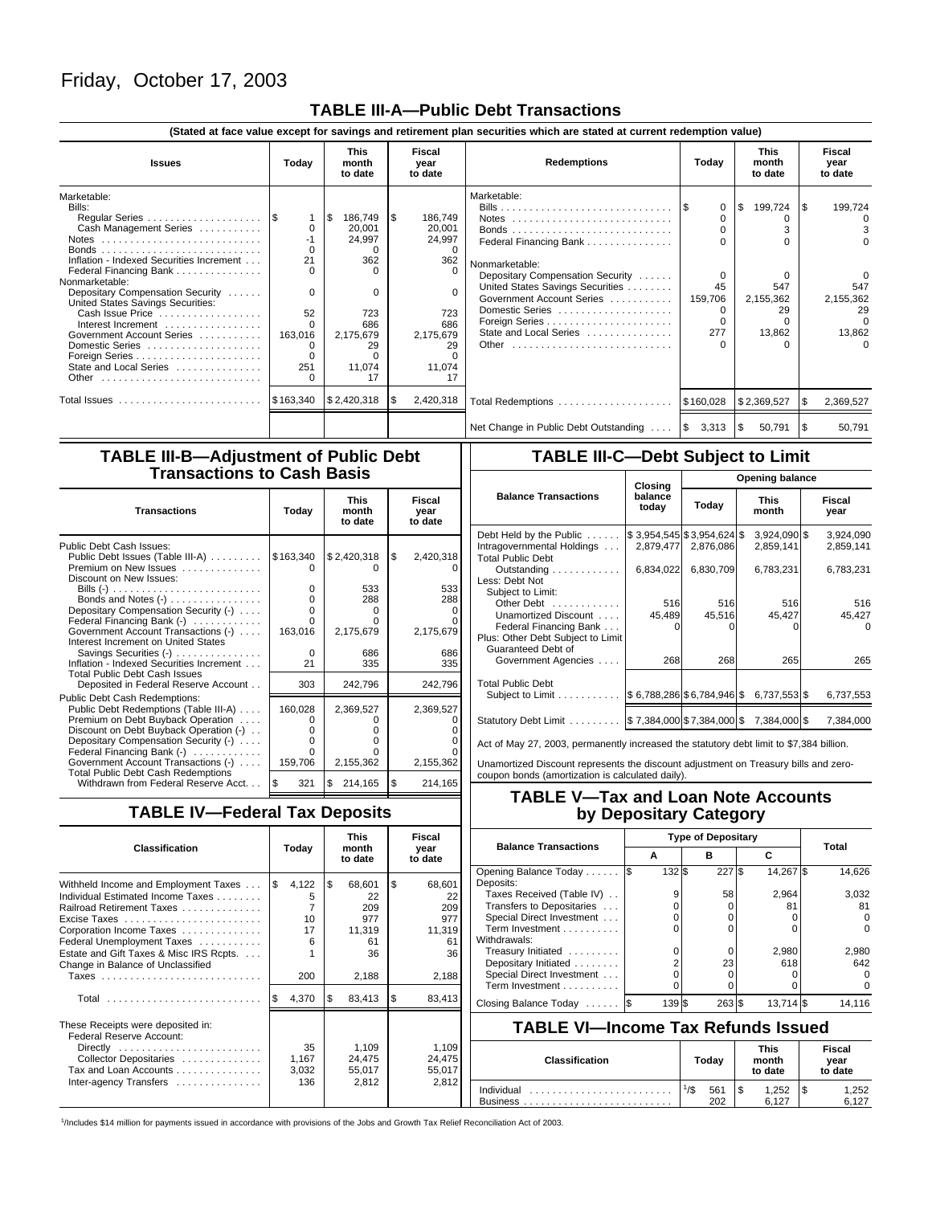Friday, October 17, 2003

## TABLE III-A—Public Debt Transactions

(Stated at face value except for savings and retirement plan securities which are stated at current redemption value)

| Issues | Today | This month to date | Fiscal year to date | Redemptions | Today | This month to date | Fiscal year to date |
|---|---|---|---|---|---|---|---|
| Marketable: | | | | Marketable: | | | |
| Bills: | | | | Bills | $ 0 | $ 199,724 | $ 199,724 |
| Regular Series | $ 1 | $ 186,749 | $ 186,749 | Notes | 0 | 0 | 0 |
| Cash Management Series | 0 | 20,001 | 20,001 | Bonds | 0 | 3 | 3 |
| Notes | -1 | 24,997 | 24,997 | Federal Financing Bank | 0 | 0 | 0 |
| Bonds | 0 | 0 | 0 | | | | |
| Inflation - Indexed Securities Increment | 21 | 362 | 362 | Nonmarketable: | | | |
| Federal Financing Bank | 0 | 0 | 0 | Depositary Compensation Security | 0 | 0 | 0 |
| Nonmarketable: | | | | United States Savings Securities | 45 | 547 | 547 |
| Depositary Compensation Security | 0 | 0 | 0 | Government Account Series | 159,706 | 2,155,362 | 2,155,362 |
| United States Savings Securities: | | | | Domestic Series | 0 | 29 | 29 |
| Cash Issue Price | 52 | 723 | 723 | Foreign Series | 0 | 0 | 0 |
| Interest Increment | 0 | 686 | 686 | State and Local Series | 277 | 13,862 | 13,862 |
| Government Account Series | 163,016 | 2,175,679 | 2,175,679 | Other | 0 | 0 | 0 |
| Domestic Series | 0 | 29 | 29 | | | | |
| Foreign Series | 0 | 0 | 0 | | | | |
| State and Local Series | 251 | 11,074 | 11,074 | | | | |
| Other | 0 | 17 | 17 | | | | |
| Total Issues | $163,340 | $ 2,420,318 | $ 2,420,318 | Total Redemptions | $160,028 | $ 2,369,527 | $ 2,369,527 |
| | | | | Net Change in Public Debt Outstanding | $ 3,313 | $ 50,791 | $ 50,791 |

## TABLE III-B—Adjustment of Public Debt Transactions to Cash Basis

| Transactions | Today | This month to date | Fiscal year to date |
|---|---|---|---|
| Public Debt Cash Issues: | | | |
| Public Debt Issues (Table III-A) | $163,340 | $ 2,420,318 | $ 2,420,318 |
| Premium on New Issues | 0 | 0 | 0 |
| Discount on New Issues: | | | |
| Bills (-) | 0 | 533 | 533 |
| Bonds and Notes (-) | 0 | 288 | 288 |
| Depositary Compensation Security (-) | 0 | 0 | 0 |
| Federal Financing Bank (-) | 0 | 0 | 0 |
| Government Account Transactions (-) | 163,016 | 2,175,679 | 2,175,679 |
| Interest Increment on United States Savings Securities (-) | 0 | 686 | 686 |
| Inflation - Indexed Securities Increment | 21 | 335 | 335 |
| Total Public Debt Cash Issues Deposited in Federal Reserve Account | 303 | 242,796 | 242,796 |
| Public Debt Cash Redemptions: | | | |
| Public Debt Redemptions (Table III-A) | 160,028 | 2,369,527 | 2,369,527 |
| Premium on Debt Buyback Operation | 0 | 0 | 0 |
| Discount on Debt Buyback Operation (-) | 0 | 0 | 0 |
| Depositary Compensation Security (-) | 0 | 0 | 0 |
| Federal Financing Bank (-) | 0 | 0 | 0 |
| Government Account Transactions (-) | 159,706 | 2,155,362 | 2,155,362 |
| Total Public Debt Cash Redemptions Withdrawn from Federal Reserve Acct. | $ 321 | $ 214,165 | $ 214,165 |

## TABLE III-C—Debt Subject to Limit

| Balance Transactions | Closing balance today | Opening balance Today | Opening balance This month | Opening balance Fiscal year |
|---|---|---|---|---|
| Debt Held by the Public | $ 3,954,545 | $ 3,954,624 | $ 3,924,090 | $ 3,924,090 |
| Intragovernmental Holdings | 2,879,477 | 2,876,086 | 2,859,141 | 2,859,141 |
| Total Public Debt Outstanding | 6,834,022 | 6,830,709 | 6,783,231 | 6,783,231 |
| Less: Debt Not Subject to Limit: | | | | |
| Other Debt | 516 | 516 | 516 | 516 |
| Unamortized Discount | 45,489 | 45,516 | 45,427 | 45,427 |
| Federal Financing Bank | 0 | 0 | 0 | 0 |
| Plus: Other Debt Subject to Limit Guaranteed Debt of Government Agencies | 268 | 268 | 265 | 265 |
| Total Public Debt Subject to Limit | $ 6,788,286 | $ 6,784,946 | $ 6,737,553 | $ 6,737,553 |
| Statutory Debt Limit | $ 7,384,000 | $ 7,384,000 | $ 7,384,000 | $ 7,384,000 |

Act of May 27, 2003, permanently increased the statutory debt limit to $7,384 billion.

Unamortized Discount represents the discount adjustment on Treasury bills and zero-coupon bonds (amortization is calculated daily).

## TABLE IV—Federal Tax Deposits

| Classification | Today | This month to date | Fiscal year to date |
|---|---|---|---|
| Withheld Income and Employment Taxes | $ 4,122 | $ 68,601 | $ 68,601 |
| Individual Estimated Income Taxes | 5 | 22 | 22 |
| Railroad Retirement Taxes | 7 | 209 | 209 |
| Excise Taxes | 10 | 977 | 977 |
| Corporation Income Taxes | 17 | 11,319 | 11,319 |
| Federal Unemployment Taxes | 6 | 61 | 61 |
| Estate and Gift Taxes & Misc IRS Rcpts. | 1 | 36 | 36 |
| Change in Balance of Unclassified Taxes | 200 | 2,188 | 2,188 |
| Total | $ 4,370 | $ 83,413 | $ 83,413 |
| These Receipts were deposited in: | | | |
| Federal Reserve Account: | | | |
| Directly | 35 | 1,109 | 1,109 |
| Collector Depositaries | 1,167 | 24,475 | 24,475 |
| Tax and Loan Accounts | 3,032 | 55,017 | 55,017 |
| Inter-agency Transfers | 136 | 2,812 | 2,812 |

## TABLE V—Tax and Loan Note Accounts by Depositary Category

| Balance Transactions | Type of Depositary A | Type of Depositary B | Type of Depositary C | Total |
|---|---|---|---|---|
| Opening Balance Today | $ 132 | $ 227 | $ 14,267 | $ 14,626 |
| Deposits: | | | | |
| Taxes Received (Table IV) | 9 | 58 | 2,964 | 3,032 |
| Transfers to Depositaries | 0 | 0 | 81 | 81 |
| Special Direct Investment | 0 | 0 | 0 | 0 |
| Term Investment | 0 | 0 | 0 | 0 |
| Withdrawals: | | | | |
| Treasury Initiated | 0 | 0 | 2,980 | 2,980 |
| Depositary Initiated | 2 | 23 | 618 | 642 |
| Special Direct Investment | 0 | 0 | 0 | 0 |
| Term Investment | 0 | 0 | 0 | 0 |
| Closing Balance Today | $ 139 | $ 263 | $ 13,714 | $ 14,116 |

## TABLE VI—Income Tax Refunds Issued

| Classification | Today | This month to date | Fiscal year to date |
|---|---|---|---|
| Individual | [1]$ 561 | $ 1,252 | $ 1,252 |
| Business | 202 | 6,127 | 6,127 |

[1]Includes $14 million for payments issued in accordance with provisions of the Jobs and Growth Tax Relief Reconciliation Act of 2003.